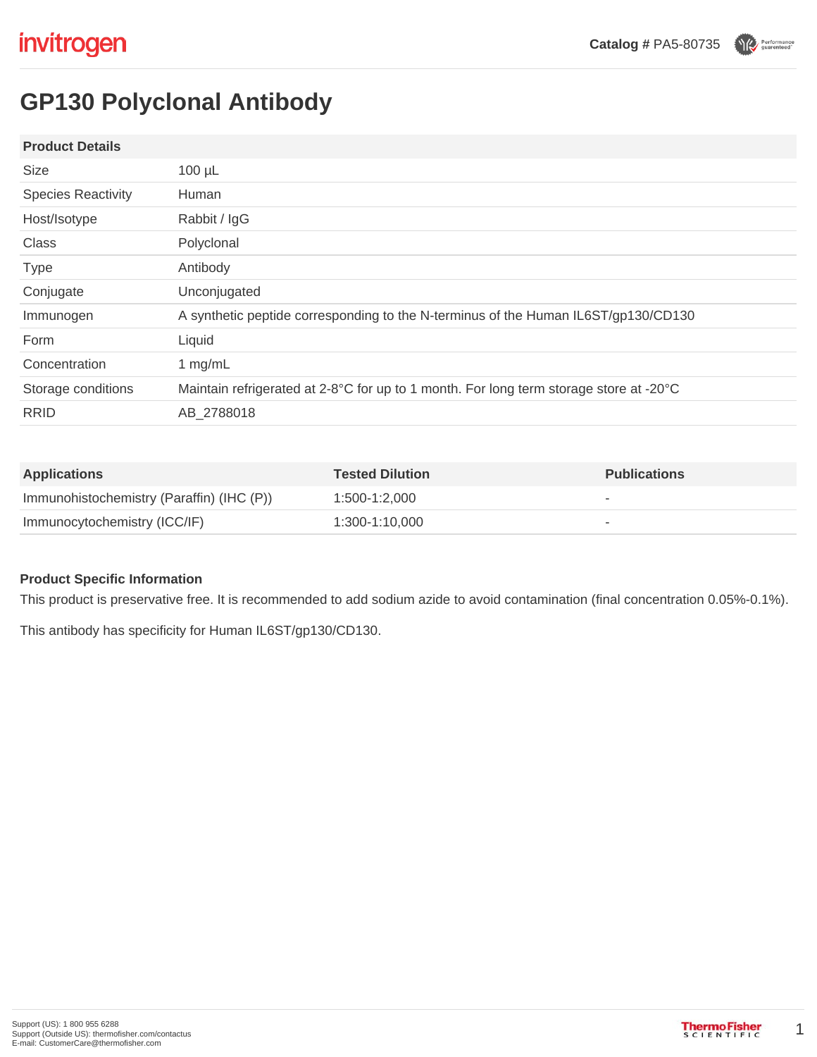invitrogen

**Catalog #** PA5-80735

# GP130 Polyclonal Antibody

| Product Details | |
|---|---|
| Size | 100 µL |
| Species Reactivity | Human |
| Host/Isotype | Rabbit / IgG |
| Class | Polyclonal |
| Type | Antibody |
| Conjugate | Unconjugated |
| Immunogen | A synthetic peptide corresponding to the N-terminus of the Human IL6ST/gp130/CD130 |
| Form | Liquid |
| Concentration | 1 mg/mL |
| Storage conditions | Maintain refrigerated at 2-8°C for up to 1 month. For long term storage store at -20°C |
| RRID | AB_2788018 |

| Applications | Tested Dilution | Publications |
|---|---|---|
| Immunohistochemistry (Paraffin) (IHC (P)) | 1:500-1:2,000 | - |
| Immunocytochemistry (ICC/IF) | 1:300-1:10,000 | - |

**Product Specific Information**

This product is preservative free. It is recommended to add sodium azide to avoid contamination (final concentration 0.05%-0.1%).

This antibody has specificity for Human IL6ST/gp130/CD130.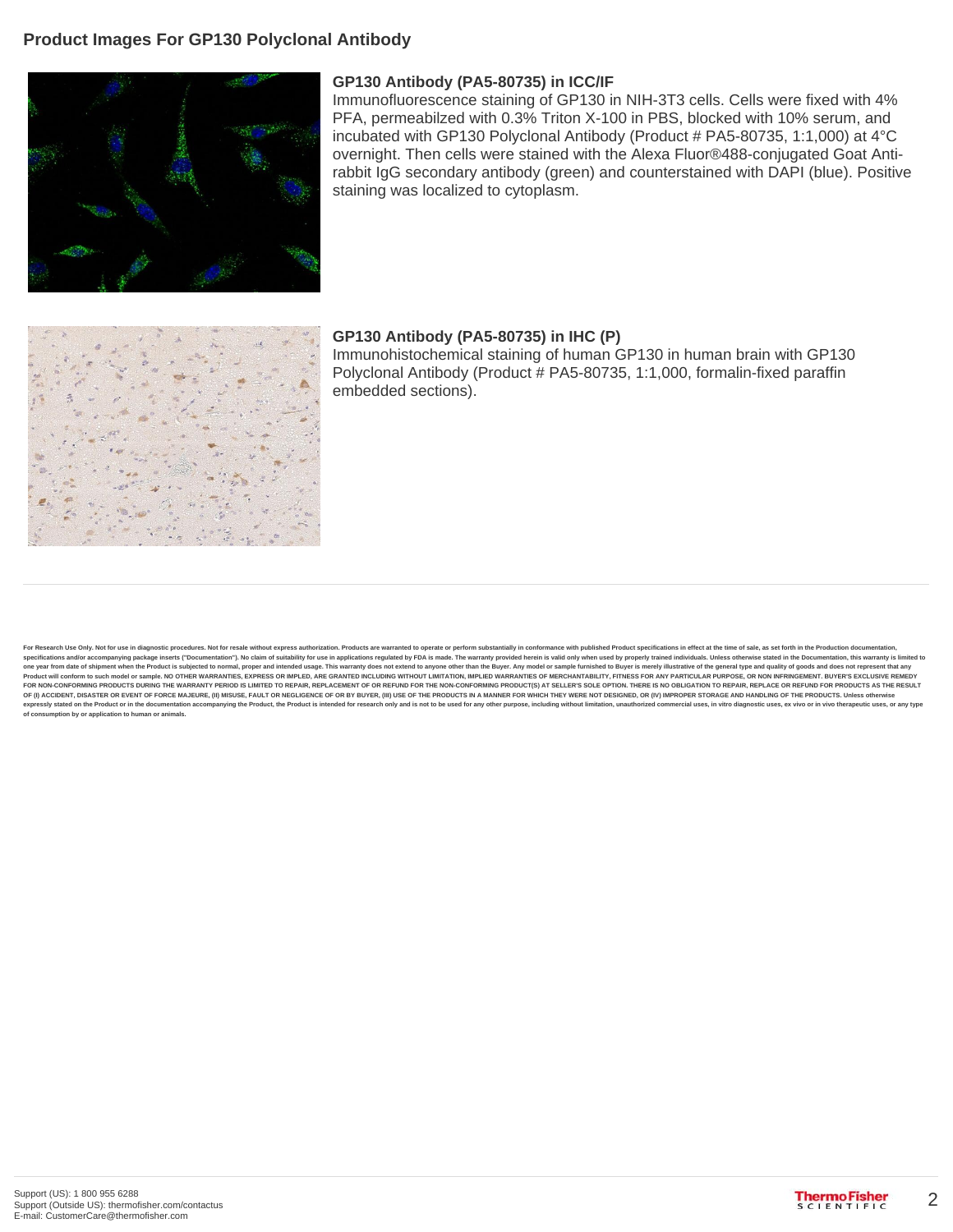## Product Images For GP130 Polyclonal Antibody

**GP130 Antibody (PA5-80735) in ICC/IF**

Immunofluorescence staining of GP130 in NIH-3T3 cells. Cells were fixed with 4% PFA, permeabilzed with 0.3% Triton X-100 in PBS, blocked with 10% serum, and incubated with GP130 Polyclonal Antibody (Product # PA5-80735, 1:1,000) at 4°C overnight. Then cells were stained with the Alexa Fluor®488-conjugated Goat Anti-rabbit IgG secondary antibody (green) and counterstained with DAPI (blue). Positive staining was localized to cytoplasm.

**GP130 Antibody (PA5-80735) in IHC (P)**

Immunohistochemical staining of human GP130 in human brain with GP130 Polyclonal Antibody (Product # PA5-80735, 1:1,000, formalin-fixed paraffin embedded sections).

---

**For Research Use Only. Not for use in diagnostic procedures. Not for resale without express authorization. Products are warranted to operate or perform substantially in conformance with published Product specifications in effect at the time of sale, as set forth in the Production documentation, specifications and/or accompanying package inserts ("Documentation"). No claim of suitability for use in applications regulated by FDA is made. The warranty provided herein is valid only when used by properly trained individuals. Unless otherwise stated in the Documentation, this warranty is limited to one year from date of shipment when the Product is subjected to normal, proper and intended usage. This warranty does not extend to anyone other than the Buyer. Any model or sample furnished to Buyer is merely illustrative of the general type and quality of goods and does not represent that any Product will conform to such model or sample. NO OTHER WARRANTIES, EXPRESS OR IMPLED, ARE GRANTED INCLUDING WITHOUT LIMITATION, IMPLIED WARRANTIES OF MERCHANTABILITY, FITNESS FOR ANY PARTICULAR PURPOSE, OR NON INFRINGEMENT. BUYER'S EXCLUSIVE REMEDY FOR NON-CONFORMING PRODUCTS DURING THE WARRANTY PERIOD IS LIMITED TO REPAIR, REPLACEMENT OF OR REFUND FOR THE NON-CONFORMING PRODUCT(S) AT SELLER'S SOLE OPTION. THERE IS NO OBLIGATION TO REPAIR, REPLACE OR REFUND FOR PRODUCTS AS THE RESULT OF (I) ACCIDENT, DISASTER OR EVENT OF FORCE MAJEURE, (II) MISUSE, FAULT OR NEGLIGENCE OF OR BY BUYER, (III) USE OF THE PRODUCTS IN A MANNER FOR WHICH THEY WERE NOT DESIGNED, OR (IV) IMPROPER STORAGE AND HANDLING OF THE PRODUCTS. Unless otherwise expressly stated on the Product or in the documentation accompanying the Product, the Product is intended for research only and is not to be used for any other purpose, including without limitation, unauthorized commercial uses, in vitro diagnostic uses, ex vivo or in vivo therapeutic uses, or any type of consumption by or application to human or animals.**

Support (US): 1 800 955 6288
Support (Outside US): thermofisher.com/contactus
E-mail: CustomerCare@thermofisher.com